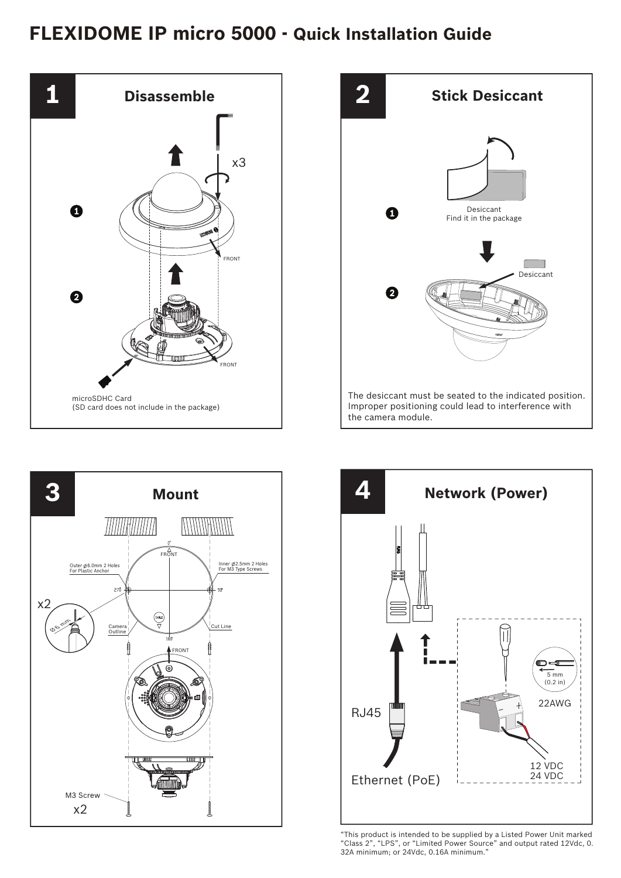# FLEXIDOME IP micro 5000 - Quick Installation Guide

## 1 Disassemble

x3

FRONT

FRONT

microSDHC Card
(SD card does not include in the package)

## 2 Stick Desiccant

Desiccant
Find it in the package

Desiccant

The desiccant must be seated to the indicated position. Improper positioning could lead to interference with the camera module.

## 3 Mount

FRONT

Outer ø6.0mm 2 Holes For Plastic Anchor

Inner ø2.5mm 2 Holes For M3 Type Screws

x2

ø6 mm

Camera Outline

Cut Line

FRONT

M3 Screw

x2

## 4 Network (Power)

5 mm (0.2 in)

22AWG

RJ45

Ethernet (PoE)

12 VDC
24 VDC

"This product is intended to be supplied by a Listed Power Unit marked "Class 2", "LPS", or "Limited Power Source" and output rated 12Vdc, 0. 32A minimum; or 24Vdc, 0.16A minimum."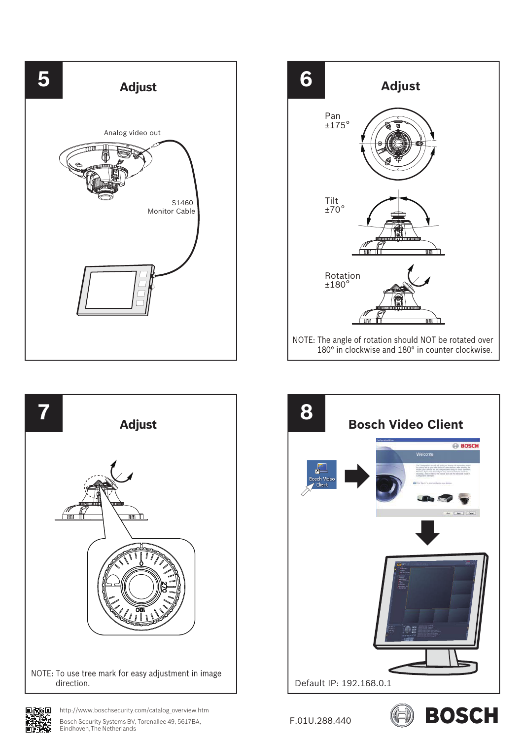## 5 Adjust

Analog video out

S1460
Monitor Cable

## 6 Adjust

Pan
±175°

Tilt
±70°

Rotation
±180°

NOTE: The angle of rotation should NOT be rotated over 180° in clockwise and 180° in counter clockwise.

## 7 Adjust

0
270
180

NOTE: To use tree mark for easy adjustment in image direction.

## 8 Bosch Video Client

Bosch Video Client

Welcome

BOSCH

Default IP: 192.168.0.1

http://www.boschsecurity.com/catalog_overview.htm

Bosch Security Systems BV, Torenallee 49, 5617BA, Eindhoven,The Netherlands

F.01U.288.440

BOSCH